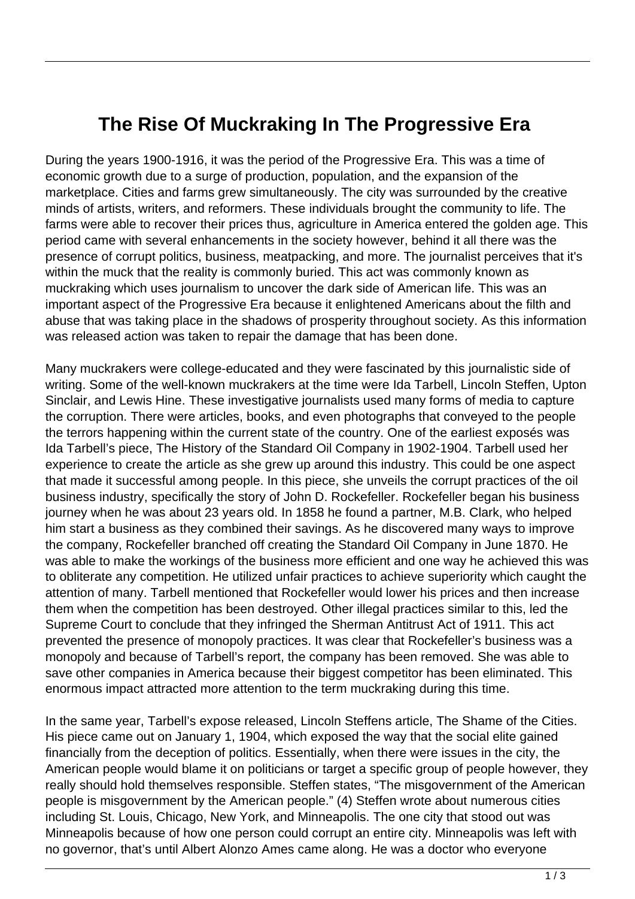# The Rise Of Muckraking In The Progressive Era

During the years 1900-1916, it was the period of the Progressive Era. This was a time of economic growth due to a surge of production, population, and the expansion of the marketplace. Cities and farms grew simultaneously. The city was surrounded by the creative minds of artists, writers, and reformers. These individuals brought the community to life. The farms were able to recover their prices thus, agriculture in America entered the golden age. This period came with several enhancements in the society however, behind it all there was the presence of corrupt politics, business, meatpacking, and more. The journalist perceives that it's within the muck that the reality is commonly buried. This act was commonly known as muckraking which uses journalism to uncover the dark side of American life. This was an important aspect of the Progressive Era because it enlightened Americans about the filth and abuse that was taking place in the shadows of prosperity throughout society. As this information was released action was taken to repair the damage that has been done.

Many muckrakers were college-educated and they were fascinated by this journalistic side of writing. Some of the well-known muckrakers at the time were Ida Tarbell, Lincoln Steffen, Upton Sinclair, and Lewis Hine. These investigative journalists used many forms of media to capture the corruption. There were articles, books, and even photographs that conveyed to the people the terrors happening within the current state of the country. One of the earliest exposés was Ida Tarbell's piece, The History of the Standard Oil Company in 1902-1904. Tarbell used her experience to create the article as she grew up around this industry. This could be one aspect that made it successful among people. In this piece, she unveils the corrupt practices of the oil business industry, specifically the story of John D. Rockefeller. Rockefeller began his business journey when he was about 23 years old. In 1858 he found a partner, M.B. Clark, who helped him start a business as they combined their savings. As he discovered many ways to improve the company, Rockefeller branched off creating the Standard Oil Company in June 1870. He was able to make the workings of the business more efficient and one way he achieved this was to obliterate any competition. He utilized unfair practices to achieve superiority which caught the attention of many. Tarbell mentioned that Rockefeller would lower his prices and then increase them when the competition has been destroyed. Other illegal practices similar to this, led the Supreme Court to conclude that they infringed the Sherman Antitrust Act of 1911. This act prevented the presence of monopoly practices. It was clear that Rockefeller's business was a monopoly and because of Tarbell's report, the company has been removed. She was able to save other companies in America because their biggest competitor has been eliminated. This enormous impact attracted more attention to the term muckraking during this time.

In the same year, Tarbell's expose released, Lincoln Steffens article, The Shame of the Cities. His piece came out on January 1, 1904, which exposed the way that the social elite gained financially from the deception of politics. Essentially, when there were issues in the city, the American people would blame it on politicians or target a specific group of people however, they really should hold themselves responsible. Steffen states, "The misgovernment of the American people is misgovernment by the American people." (4) Steffen wrote about numerous cities including St. Louis, Chicago, New York, and Minneapolis. The one city that stood out was Minneapolis because of how one person could corrupt an entire city. Minneapolis was left with no governor, that's until Albert Alonzo Ames came along. He was a doctor who everyone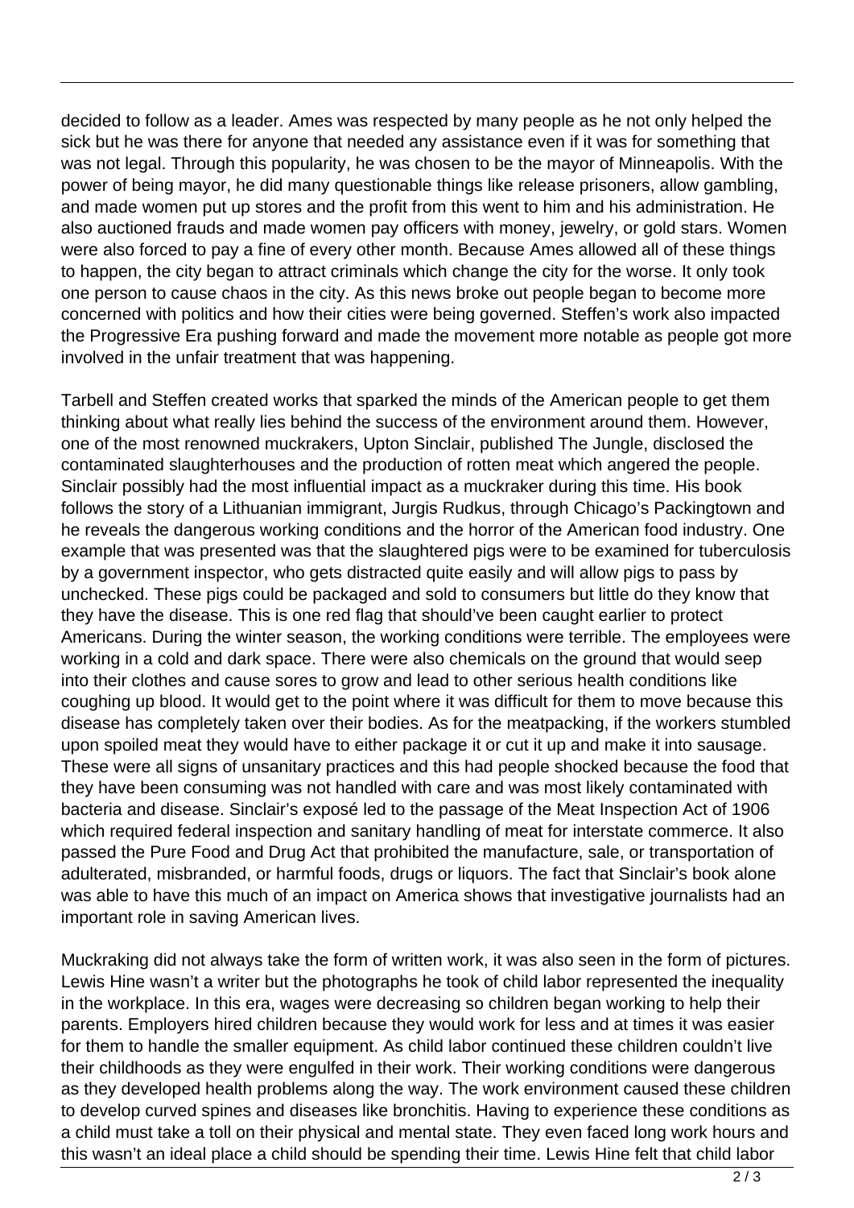decided to follow as a leader. Ames was respected by many people as he not only helped the sick but he was there for anyone that needed any assistance even if it was for something that was not legal. Through this popularity, he was chosen to be the mayor of Minneapolis. With the power of being mayor, he did many questionable things like release prisoners, allow gambling, and made women put up stores and the profit from this went to him and his administration. He also auctioned frauds and made women pay officers with money, jewelry, or gold stars. Women were also forced to pay a fine of every other month. Because Ames allowed all of these things to happen, the city began to attract criminals which change the city for the worse. It only took one person to cause chaos in the city. As this news broke out people began to become more concerned with politics and how their cities were being governed. Steffen's work also impacted the Progressive Era pushing forward and made the movement more notable as people got more involved in the unfair treatment that was happening.

Tarbell and Steffen created works that sparked the minds of the American people to get them thinking about what really lies behind the success of the environment around them. However, one of the most renowned muckrakers, Upton Sinclair, published The Jungle, disclosed the contaminated slaughterhouses and the production of rotten meat which angered the people. Sinclair possibly had the most influential impact as a muckraker during this time. His book follows the story of a Lithuanian immigrant, Jurgis Rudkus, through Chicago's Packingtown and he reveals the dangerous working conditions and the horror of the American food industry. One example that was presented was that the slaughtered pigs were to be examined for tuberculosis by a government inspector, who gets distracted quite easily and will allow pigs to pass by unchecked. These pigs could be packaged and sold to consumers but little do they know that they have the disease. This is one red flag that should've been caught earlier to protect Americans. During the winter season, the working conditions were terrible. The employees were working in a cold and dark space. There were also chemicals on the ground that would seep into their clothes and cause sores to grow and lead to other serious health conditions like coughing up blood. It would get to the point where it was difficult for them to move because this disease has completely taken over their bodies. As for the meatpacking, if the workers stumbled upon spoiled meat they would have to either package it or cut it up and make it into sausage. These were all signs of unsanitary practices and this had people shocked because the food that they have been consuming was not handled with care and was most likely contaminated with bacteria and disease. Sinclair's exposé led to the passage of the Meat Inspection Act of 1906 which required federal inspection and sanitary handling of meat for interstate commerce. It also passed the Pure Food and Drug Act that prohibited the manufacture, sale, or transportation of adulterated, misbranded, or harmful foods, drugs or liquors. The fact that Sinclair's book alone was able to have this much of an impact on America shows that investigative journalists had an important role in saving American lives.

Muckraking did not always take the form of written work, it was also seen in the form of pictures. Lewis Hine wasn't a writer but the photographs he took of child labor represented the inequality in the workplace. In this era, wages were decreasing so children began working to help their parents. Employers hired children because they would work for less and at times it was easier for them to handle the smaller equipment. As child labor continued these children couldn't live their childhoods as they were engulfed in their work. Their working conditions were dangerous as they developed health problems along the way. The work environment caused these children to develop curved spines and diseases like bronchitis. Having to experience these conditions as a child must take a toll on their physical and mental state. They even faced long work hours and this wasn't an ideal place a child should be spending their time. Lewis Hine felt that child labor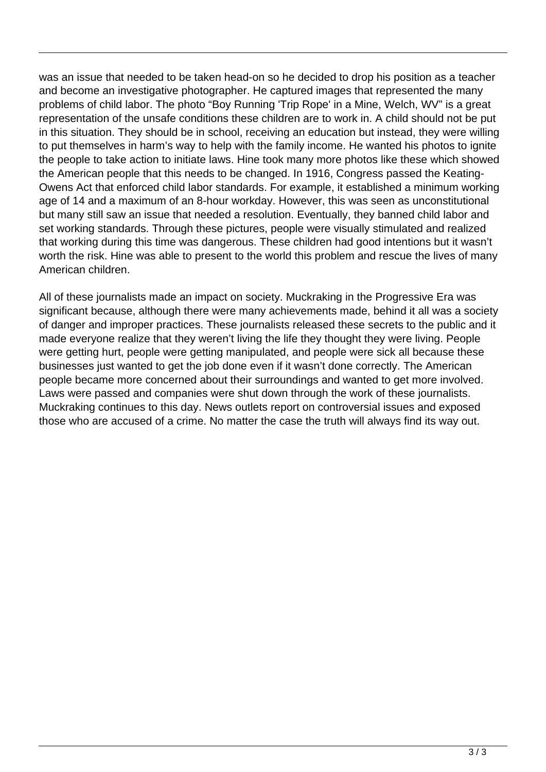was an issue that needed to be taken head-on so he decided to drop his position as a teacher and become an investigative photographer. He captured images that represented the many problems of child labor. The photo "Boy Running 'Trip Rope' in a Mine, Welch, WV" is a great representation of the unsafe conditions these children are to work in. A child should not be put in this situation. They should be in school, receiving an education but instead, they were willing to put themselves in harm's way to help with the family income. He wanted his photos to ignite the people to take action to initiate laws. Hine took many more photos like these which showed the American people that this needs to be changed. In 1916, Congress passed the Keating-Owens Act that enforced child labor standards. For example, it established a minimum working age of 14 and a maximum of an 8-hour workday. However, this was seen as unconstitutional but many still saw an issue that needed a resolution. Eventually, they banned child labor and set working standards. Through these pictures, people were visually stimulated and realized that working during this time was dangerous. These children had good intentions but it wasn't worth the risk. Hine was able to present to the world this problem and rescue the lives of many American children.

All of these journalists made an impact on society. Muckraking in the Progressive Era was significant because, although there were many achievements made, behind it all was a society of danger and improper practices. These journalists released these secrets to the public and it made everyone realize that they weren't living the life they thought they were living. People were getting hurt, people were getting manipulated, and people were sick all because these businesses just wanted to get the job done even if it wasn't done correctly. The American people became more concerned about their surroundings and wanted to get more involved. Laws were passed and companies were shut down through the work of these journalists. Muckraking continues to this day. News outlets report on controversial issues and exposed those who are accused of a crime. No matter the case the truth will always find its way out.